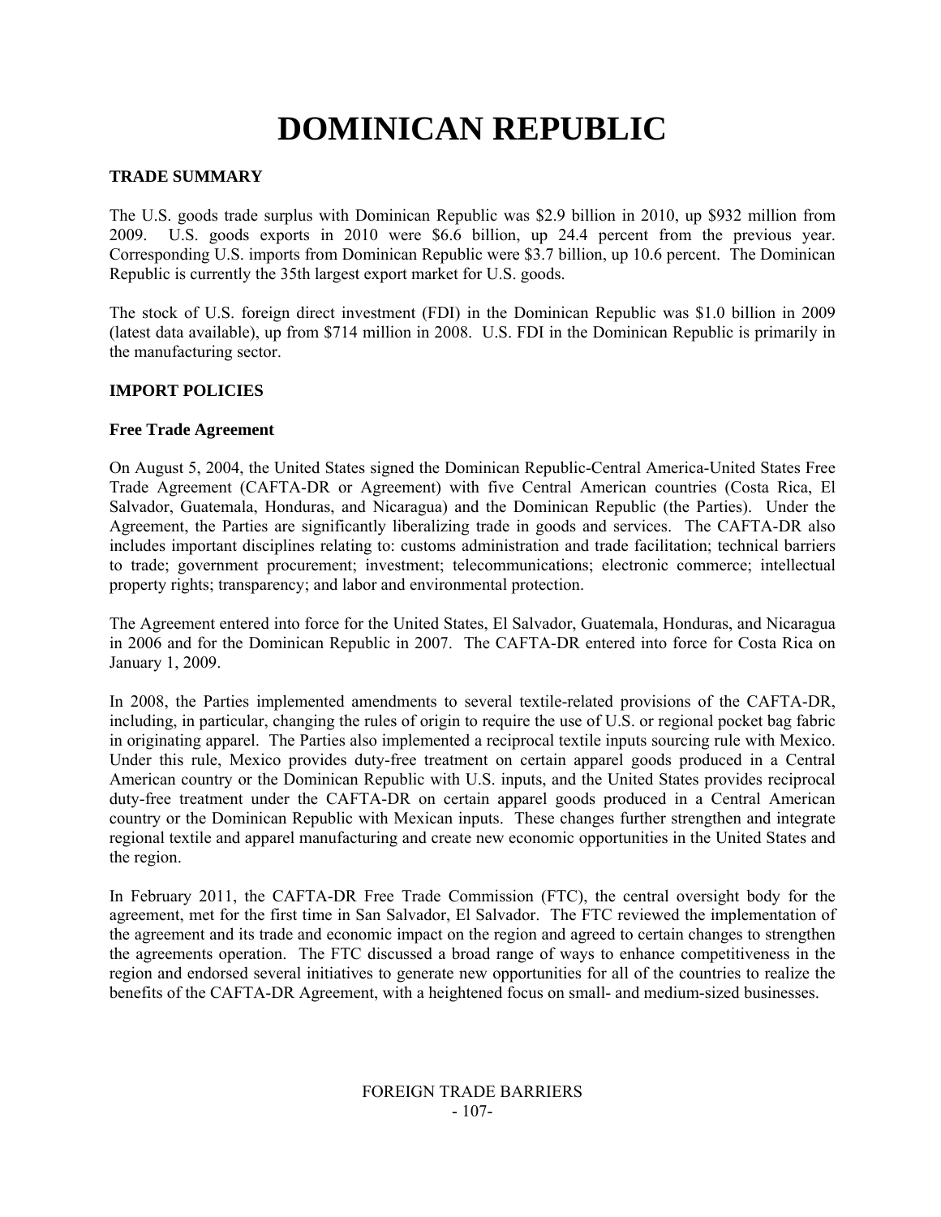# DOMINICAN REPUBLIC

## TRADE SUMMARY

The U.S. goods trade surplus with Dominican Republic was $2.9 billion in 2010, up $932 million from 2009. U.S. goods exports in 2010 were $6.6 billion, up 24.4 percent from the previous year. Corresponding U.S. imports from Dominican Republic were $3.7 billion, up 10.6 percent. The Dominican Republic is currently the 35th largest export market for U.S. goods.

The stock of U.S. foreign direct investment (FDI) in the Dominican Republic was $1.0 billion in 2009 (latest data available), up from $714 million in 2008. U.S. FDI in the Dominican Republic is primarily in the manufacturing sector.

## IMPORT POLICIES

### Free Trade Agreement

On August 5, 2004, the United States signed the Dominican Republic-Central America-United States Free Trade Agreement (CAFTA-DR or Agreement) with five Central American countries (Costa Rica, El Salvador, Guatemala, Honduras, and Nicaragua) and the Dominican Republic (the Parties). Under the Agreement, the Parties are significantly liberalizing trade in goods and services. The CAFTA-DR also includes important disciplines relating to: customs administration and trade facilitation; technical barriers to trade; government procurement; investment; telecommunications; electronic commerce; intellectual property rights; transparency; and labor and environmental protection.

The Agreement entered into force for the United States, El Salvador, Guatemala, Honduras, and Nicaragua in 2006 and for the Dominican Republic in 2007. The CAFTA-DR entered into force for Costa Rica on January 1, 2009.

In 2008, the Parties implemented amendments to several textile-related provisions of the CAFTA-DR, including, in particular, changing the rules of origin to require the use of U.S. or regional pocket bag fabric in originating apparel. The Parties also implemented a reciprocal textile inputs sourcing rule with Mexico. Under this rule, Mexico provides duty-free treatment on certain apparel goods produced in a Central American country or the Dominican Republic with U.S. inputs, and the United States provides reciprocal duty-free treatment under the CAFTA-DR on certain apparel goods produced in a Central American country or the Dominican Republic with Mexican inputs. These changes further strengthen and integrate regional textile and apparel manufacturing and create new economic opportunities in the United States and the region.

In February 2011, the CAFTA-DR Free Trade Commission (FTC), the central oversight body for the agreement, met for the first time in San Salvador, El Salvador. The FTC reviewed the implementation of the agreement and its trade and economic impact on the region and agreed to certain changes to strengthen the agreements operation. The FTC discussed a broad range of ways to enhance competitiveness in the region and endorsed several initiatives to generate new opportunities for all of the countries to realize the benefits of the CAFTA-DR Agreement, with a heightened focus on small- and medium-sized businesses.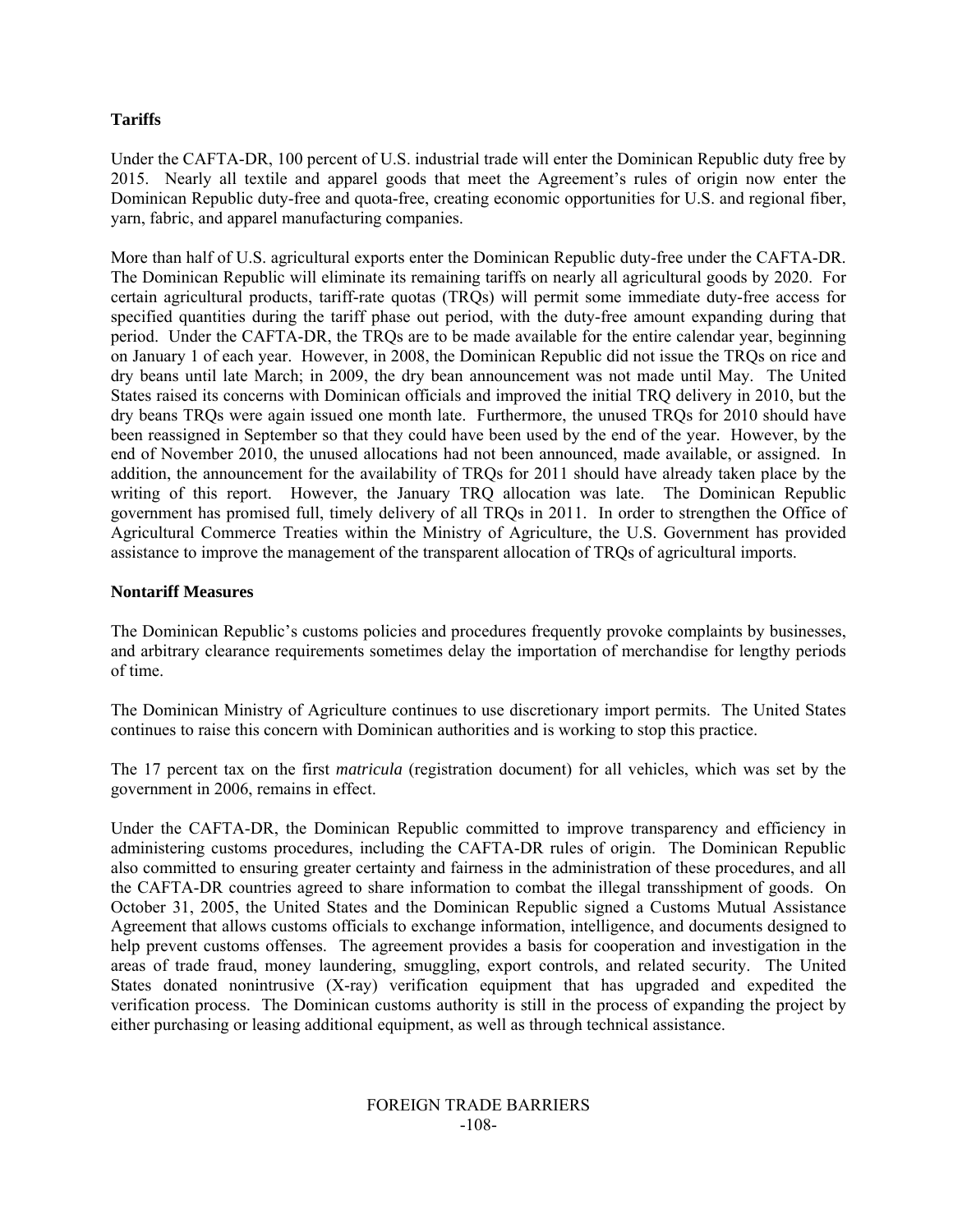**Tariffs**

Under the CAFTA-DR, 100 percent of U.S. industrial trade will enter the Dominican Republic duty free by 2015. Nearly all textile and apparel goods that meet the Agreement's rules of origin now enter the Dominican Republic duty-free and quota-free, creating economic opportunities for U.S. and regional fiber, yarn, fabric, and apparel manufacturing companies.

More than half of U.S. agricultural exports enter the Dominican Republic duty-free under the CAFTA-DR. The Dominican Republic will eliminate its remaining tariffs on nearly all agricultural goods by 2020. For certain agricultural products, tariff-rate quotas (TRQs) will permit some immediate duty-free access for specified quantities during the tariff phase out period, with the duty-free amount expanding during that period. Under the CAFTA-DR, the TRQs are to be made available for the entire calendar year, beginning on January 1 of each year. However, in 2008, the Dominican Republic did not issue the TRQs on rice and dry beans until late March; in 2009, the dry bean announcement was not made until May. The United States raised its concerns with Dominican officials and improved the initial TRQ delivery in 2010, but the dry beans TRQs were again issued one month late. Furthermore, the unused TRQs for 2010 should have been reassigned in September so that they could have been used by the end of the year. However, by the end of November 2010, the unused allocations had not been announced, made available, or assigned. In addition, the announcement for the availability of TRQs for 2011 should have already taken place by the writing of this report. However, the January TRQ allocation was late. The Dominican Republic government has promised full, timely delivery of all TRQs in 2011. In order to strengthen the Office of Agricultural Commerce Treaties within the Ministry of Agriculture, the U.S. Government has provided assistance to improve the management of the transparent allocation of TRQs of agricultural imports.

**Nontariff Measures**

The Dominican Republic's customs policies and procedures frequently provoke complaints by businesses, and arbitrary clearance requirements sometimes delay the importation of merchandise for lengthy periods of time.

The Dominican Ministry of Agriculture continues to use discretionary import permits. The United States continues to raise this concern with Dominican authorities and is working to stop this practice.

The 17 percent tax on the first *matricula* (registration document) for all vehicles, which was set by the government in 2006, remains in effect.

Under the CAFTA-DR, the Dominican Republic committed to improve transparency and efficiency in administering customs procedures, including the CAFTA-DR rules of origin. The Dominican Republic also committed to ensuring greater certainty and fairness in the administration of these procedures, and all the CAFTA-DR countries agreed to share information to combat the illegal transshipment of goods. On October 31, 2005, the United States and the Dominican Republic signed a Customs Mutual Assistance Agreement that allows customs officials to exchange information, intelligence, and documents designed to help prevent customs offenses. The agreement provides a basis for cooperation and investigation in the areas of trade fraud, money laundering, smuggling, export controls, and related security. The United States donated nonintrusive (X-ray) verification equipment that has upgraded and expedited the verification process. The Dominican customs authority is still in the process of expanding the project by either purchasing or leasing additional equipment, as well as through technical assistance.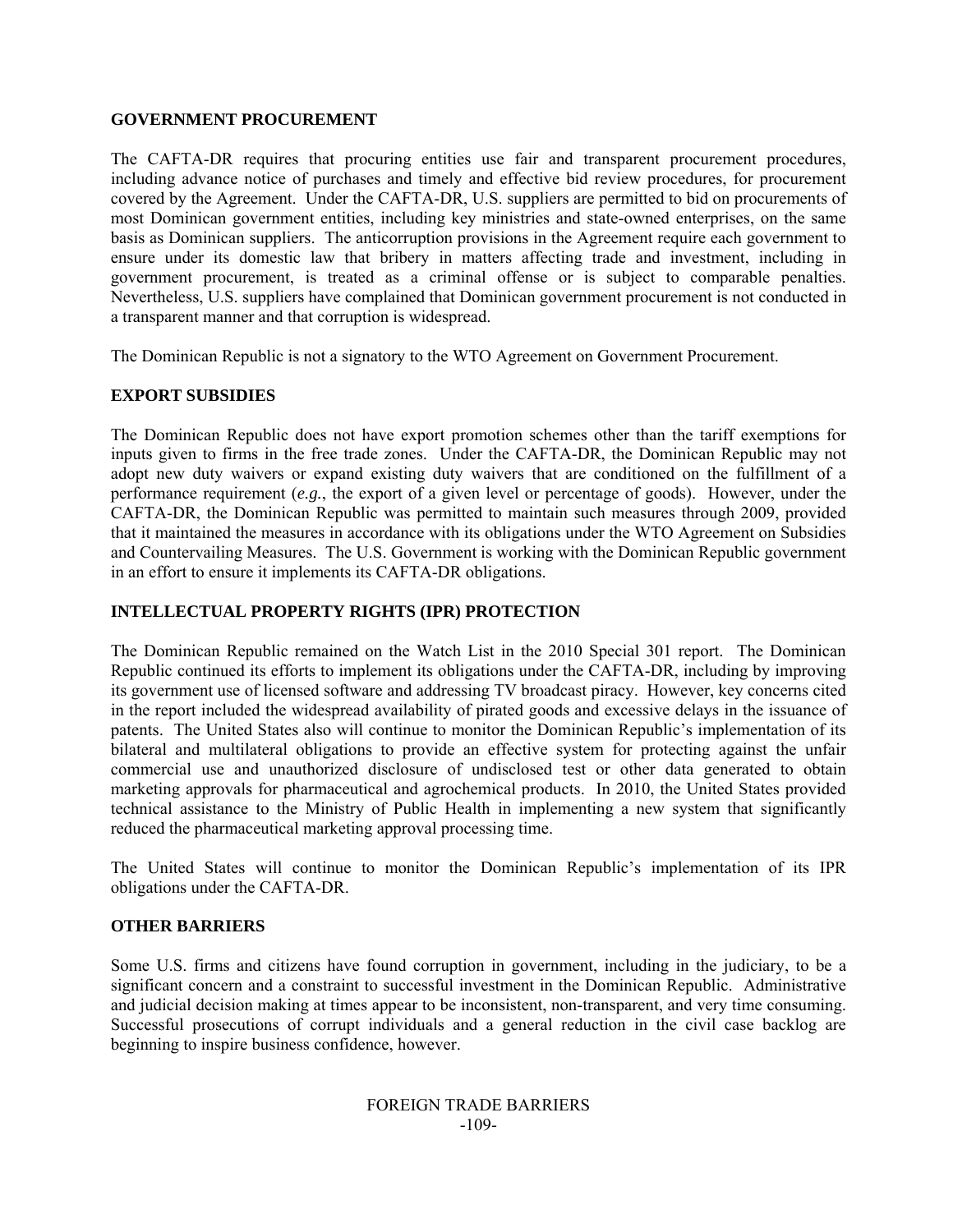## GOVERNMENT PROCUREMENT

The CAFTA-DR requires that procuring entities use fair and transparent procurement procedures, including advance notice of purchases and timely and effective bid review procedures, for procurement covered by the Agreement. Under the CAFTA-DR, U.S. suppliers are permitted to bid on procurements of most Dominican government entities, including key ministries and state-owned enterprises, on the same basis as Dominican suppliers. The anticorruption provisions in the Agreement require each government to ensure under its domestic law that bribery in matters affecting trade and investment, including in government procurement, is treated as a criminal offense or is subject to comparable penalties. Nevertheless, U.S. suppliers have complained that Dominican government procurement is not conducted in a transparent manner and that corruption is widespread.

The Dominican Republic is not a signatory to the WTO Agreement on Government Procurement.

## EXPORT SUBSIDIES

The Dominican Republic does not have export promotion schemes other than the tariff exemptions for inputs given to firms in the free trade zones. Under the CAFTA-DR, the Dominican Republic may not adopt new duty waivers or expand existing duty waivers that are conditioned on the fulfillment of a performance requirement (*e.g.*, the export of a given level or percentage of goods). However, under the CAFTA-DR, the Dominican Republic was permitted to maintain such measures through 2009, provided that it maintained the measures in accordance with its obligations under the WTO Agreement on Subsidies and Countervailing Measures. The U.S. Government is working with the Dominican Republic government in an effort to ensure it implements its CAFTA-DR obligations.

## INTELLECTUAL PROPERTY RIGHTS (IPR) PROTECTION

The Dominican Republic remained on the Watch List in the 2010 Special 301 report. The Dominican Republic continued its efforts to implement its obligations under the CAFTA-DR, including by improving its government use of licensed software and addressing TV broadcast piracy. However, key concerns cited in the report included the widespread availability of pirated goods and excessive delays in the issuance of patents. The United States also will continue to monitor the Dominican Republic's implementation of its bilateral and multilateral obligations to provide an effective system for protecting against the unfair commercial use and unauthorized disclosure of undisclosed test or other data generated to obtain marketing approvals for pharmaceutical and agrochemical products. In 2010, the United States provided technical assistance to the Ministry of Public Health in implementing a new system that significantly reduced the pharmaceutical marketing approval processing time.

The United States will continue to monitor the Dominican Republic's implementation of its IPR obligations under the CAFTA-DR.

## OTHER BARRIERS

Some U.S. firms and citizens have found corruption in government, including in the judiciary, to be a significant concern and a constraint to successful investment in the Dominican Republic. Administrative and judicial decision making at times appear to be inconsistent, non-transparent, and very time consuming. Successful prosecutions of corrupt individuals and a general reduction in the civil case backlog are beginning to inspire business confidence, however.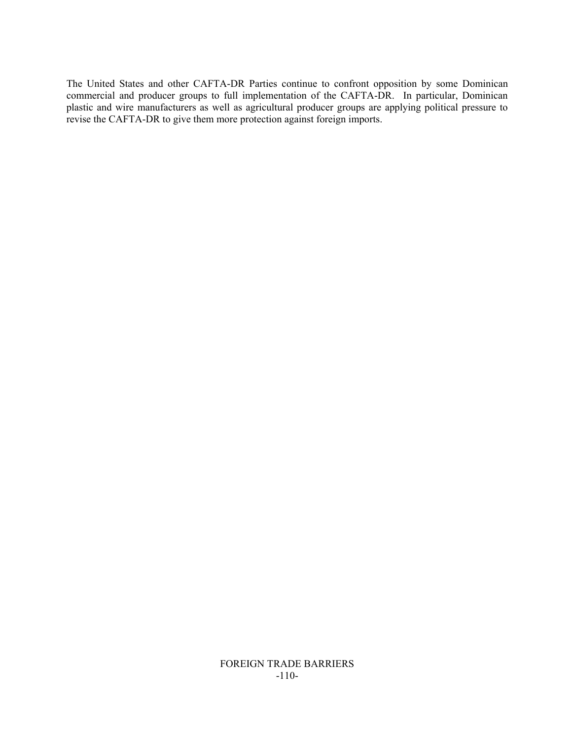The United States and other CAFTA-DR Parties continue to confront opposition by some Dominican commercial and producer groups to full implementation of the CAFTA-DR. In particular, Dominican plastic and wire manufacturers as well as agricultural producer groups are applying political pressure to revise the CAFTA-DR to give them more protection against foreign imports.